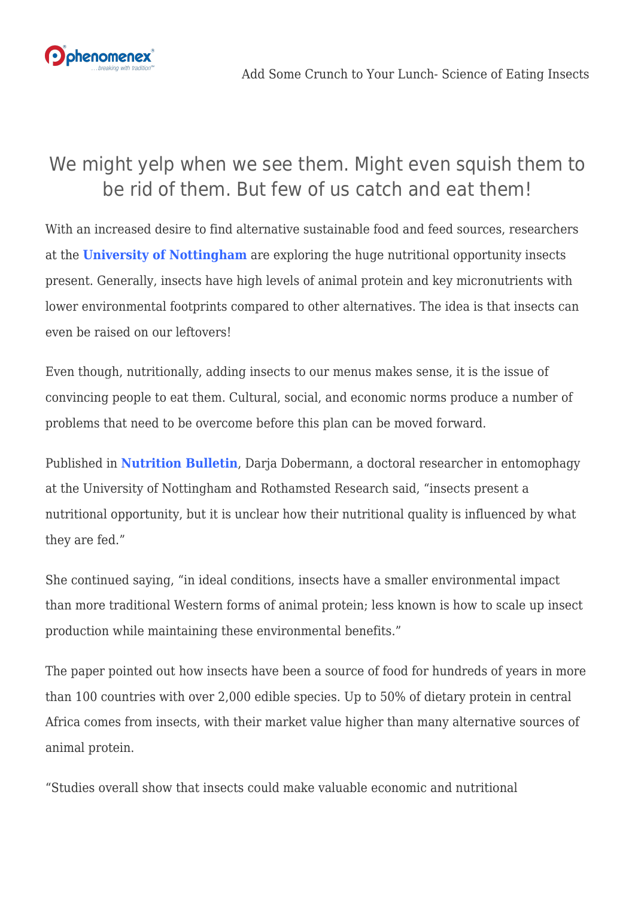## We might yelp when we see them. Might even squish them to be rid of them. But few of us catch and eat them!

With an increased desire to find alternative sustainable food and feed sources, researchers at the **University of Nottingham** are exploring the huge nutritional opportunity insects present. Generally, insects have high levels of animal protein and key micronutrients with lower environmental footprints compared to other alternatives. The idea is that insects can even be raised on our leftovers!

Even though, nutritionally, adding insects to our menus makes sense, it is the issue of convincing people to eat them. Cultural, social, and economic norms produce a number of problems that need to be overcome before this plan can be moved forward.

Published in **Nutrition Bulletin**, Darja Dobermann, a doctoral researcher in entomophagy at the University of Nottingham and Rothamsted Research said, “insects present a nutritional opportunity, but it is unclear how their nutritional quality is influenced by what they are fed.”

She continued saying, “in ideal conditions, insects have a smaller environmental impact than more traditional Western forms of animal protein; less known is how to scale up insect production while maintaining these environmental benefits.”

The paper pointed out how insects have been a source of food for hundreds of years in more than 100 countries with over 2,000 edible species. Up to 50% of dietary protein in central Africa comes from insects, with their market value higher than many alternative sources of animal protein.

“Studies overall show that insects could make valuable economic and nutritional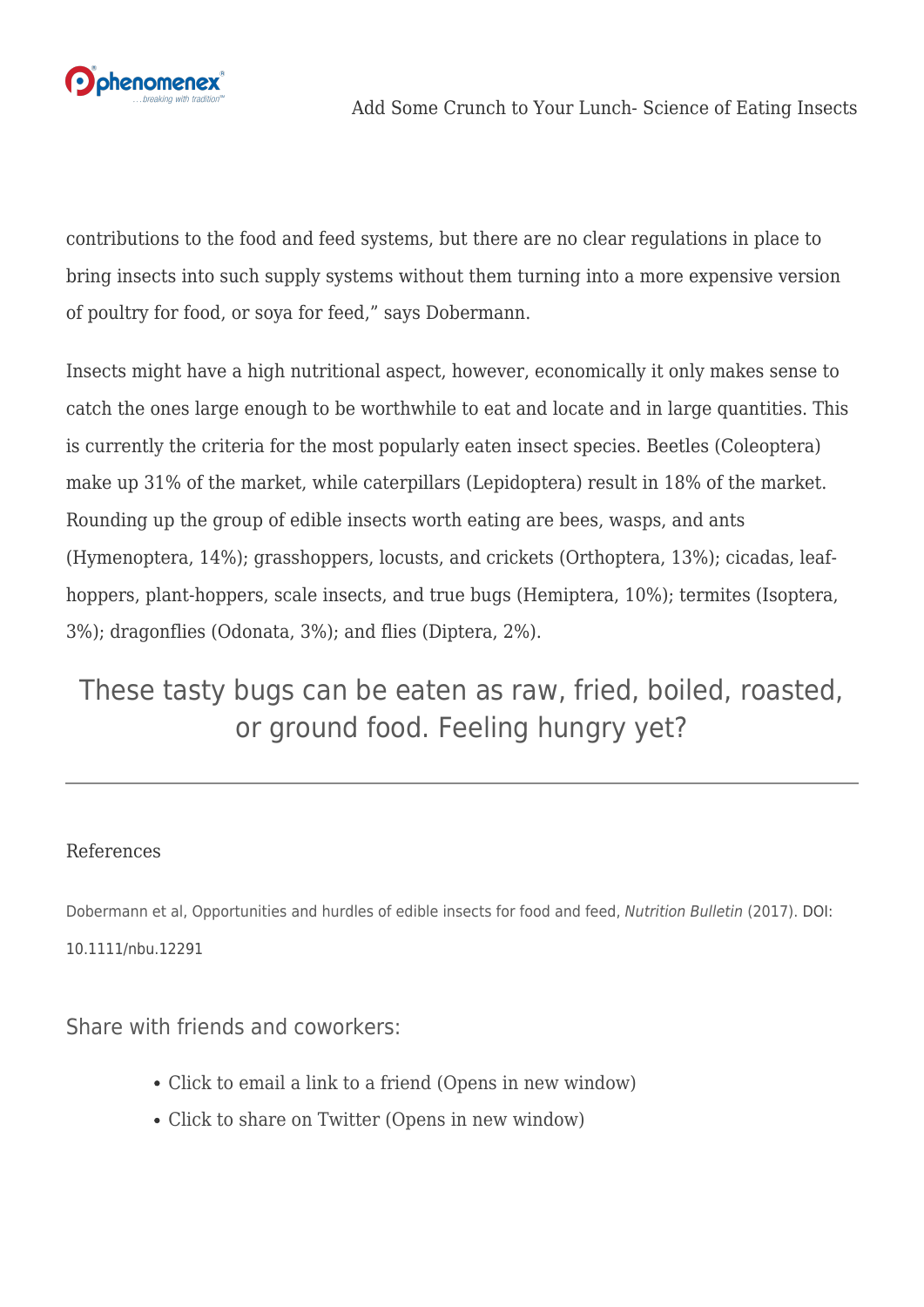contributions to the food and feed systems, but there are no clear regulations in place to bring insects into such supply systems without them turning into a more expensive version of poultry for food, or soya for feed," says Dobermann.

Insects might have a high nutritional aspect, however, economically it only makes sense to catch the ones large enough to be worthwhile to eat and locate and in large quantities. This is currently the criteria for the most popularly eaten insect species. Beetles (Coleoptera) make up 31% of the market, while caterpillars (Lepidoptera) result in 18% of the market. Rounding up the group of edible insects worth eating are bees, wasps, and ants (Hymenoptera, 14%); grasshoppers, locusts, and crickets (Orthoptera, 13%); cicadas, leaf-hoppers, plant-hoppers, scale insects, and true bugs (Hemiptera, 10%); termites (Isoptera, 3%); dragonflies (Odonata, 3%); and flies (Diptera, 2%).

> These tasty bugs can be eaten as raw, fried, boiled, roasted, or ground food. Feeling hungry yet?

---

References

Dobermann et al, Opportunities and hurdles of edible insects for food and feed, *Nutrition Bulletin* (2017). DOI: 10.1111/nbu.12291

Share with friends and coworkers:

- Click to email a link to a friend (Opens in new window)
- Click to share on Twitter (Opens in new window)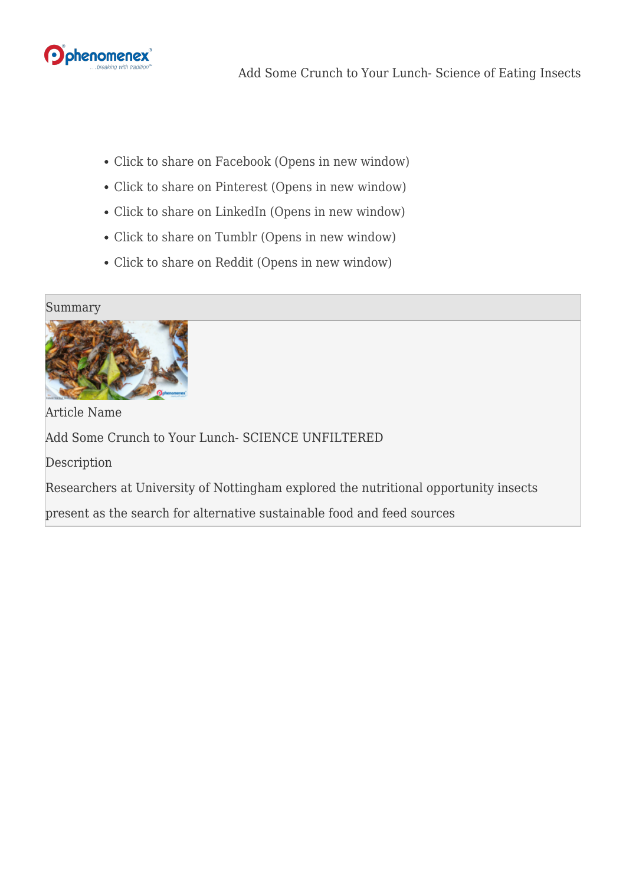- Click to share on Facebook (Opens in new window)
- Click to share on Pinterest (Opens in new window)
- Click to share on LinkedIn (Opens in new window)
- Click to share on Tumblr (Opens in new window)
- Click to share on Reddit (Opens in new window)

Summary

Article Name

Add Some Crunch to Your Lunch- SCIENCE UNFILTERED

Description

Researchers at University of Nottingham explored the nutritional opportunity insects present as the search for alternative sustainable food and feed sources